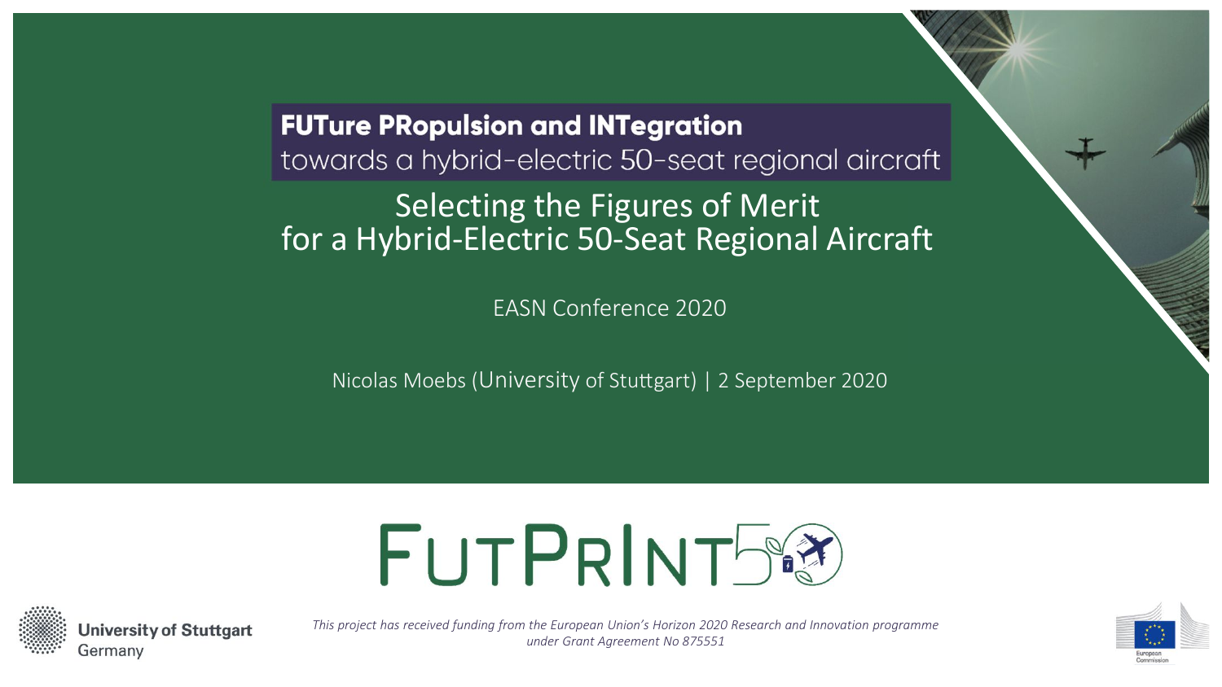**FUTure PRopulsion and INTegration**
towards a hybrid-electric 50-seat regional aircraft

# Selecting the Figures of Merit for a Hybrid-Electric 50-Seat Regional Aircraft

EASN Conference 2020

Nicolas Moebs (University of Stuttgart) | 2 September 2020

FUTPRINT50

University of Stuttgart
Germany

*This project has received funding from the European Union's Horizon 2020 Research and Innovation programme under Grant Agreement No 875551*

European Commission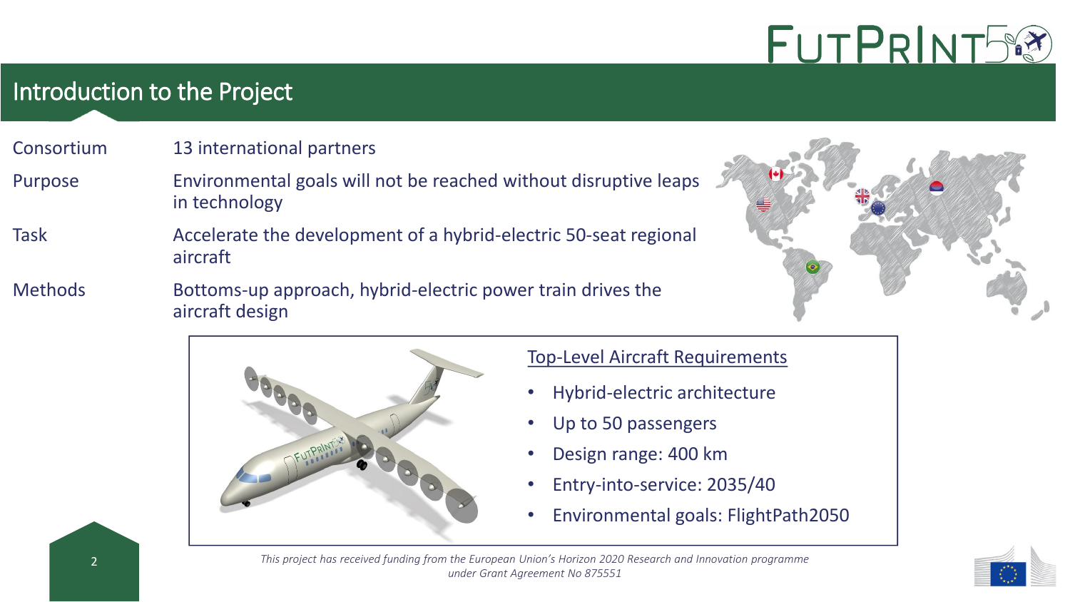## Introduction to the Project

| | |
|---|---|
| Consortium | 13 international partners |
| Purpose | Environmental goals will not be reached without disruptive leaps in technology |
| Task | Accelerate the development of a hybrid-electric 50-seat regional aircraft |
| Methods | Bottoms-up approach, hybrid-electric power train drives the aircraft design |

Top-Level Aircraft Requirements

- Hybrid-electric architecture
- Up to 50 passengers
- Design range: 400 km
- Entry-into-service: 2035/40
- Environmental goals: FlightPath2050

*This project has received funding from the European Union's Horizon 2020 Research and Innovation programme under Grant Agreement No 875551*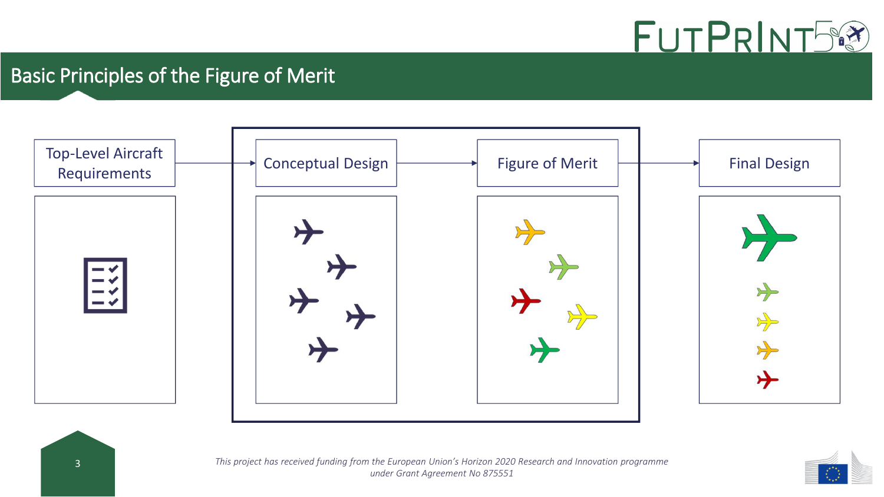# Basic Principles of the Figure of Merit

Top-Level Aircraft Requirements → Conceptual Design → Figure of Merit → Final Design

*This project has received funding from the European Union's Horizon 2020 Research and Innovation programme under Grant Agreement No 875551*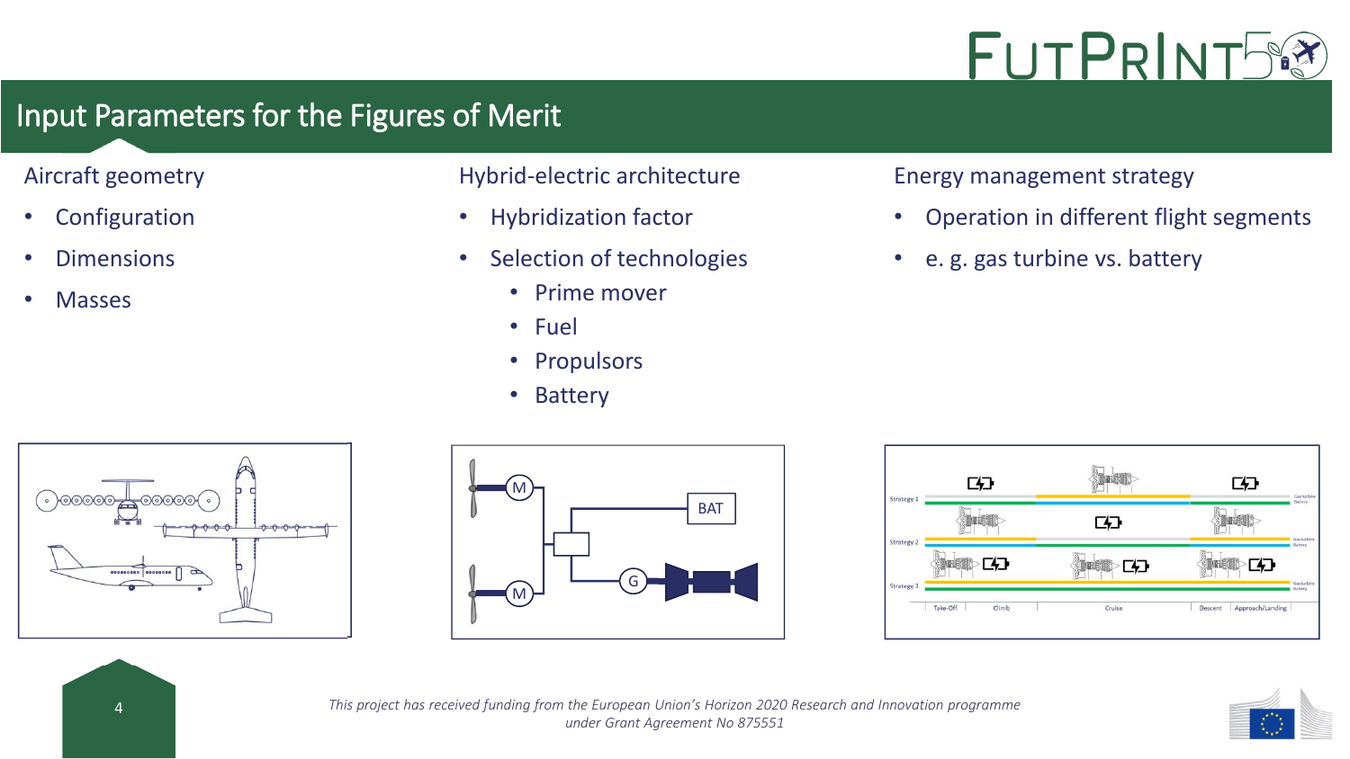# Input Parameters for the Figures of Merit

## Aircraft geometry

- Configuration
- Dimensions
- Masses

## Hybrid-electric architecture

- Hybridization factor
- Selection of technologies
  - Prime mover
  - Fuel
  - Propulsors
  - Battery

## Energy management strategy

- Operation in different flight segments
- e. g. gas turbine vs. battery

*This project has received funding from the European Union's Horizon 2020 Research and Innovation programme under Grant Agreement No 875551*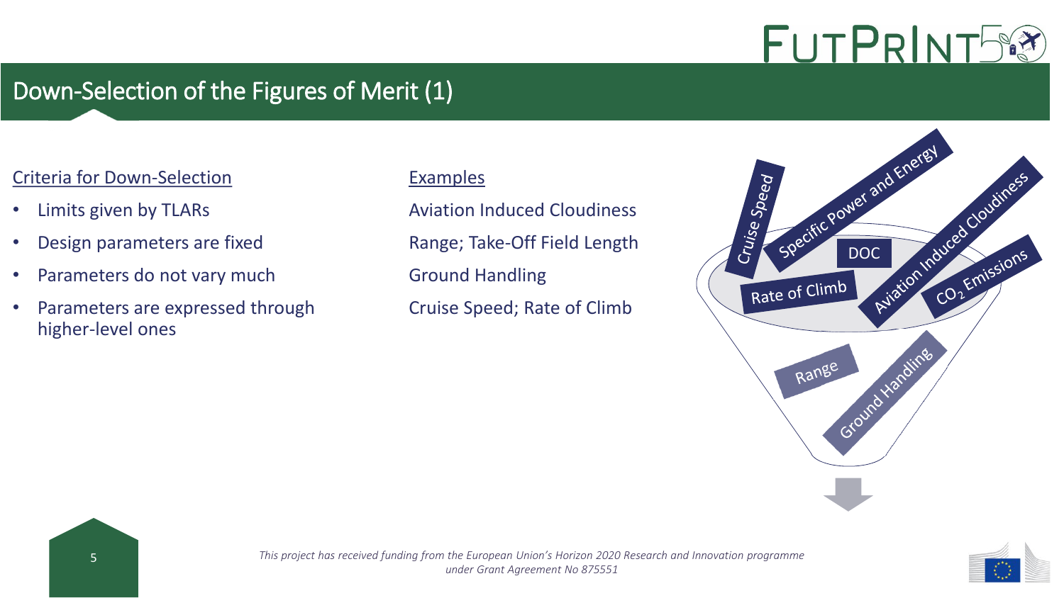# Down-Selection of the Figures of Merit (1)

Criteria for Down-Selection

- Limits given by TLARs
- Design parameters are fixed
- Parameters do not vary much
- Parameters are expressed through higher-level ones

Examples

Aviation Induced Cloudiness

Range; Take-Off Field Length

Ground Handling

Cruise Speed; Rate of Climb

Cruise Speed

Specific Power and Energy

DOC

Aviation Induced Cloudiness

$CO_2$ Emissions

Rate of Climb

Range

Ground Handling

*This project has received funding from the European Union's Horizon 2020 Research and Innovation programme under Grant Agreement No 875551*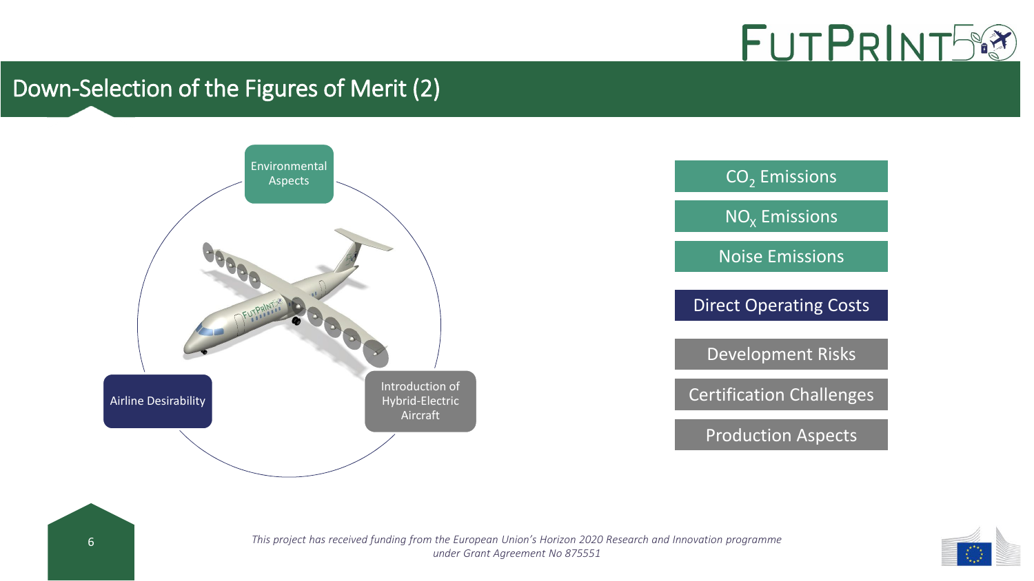# Down-Selection of the Figures of Merit (2)

Environmental Aspects

Airline Desirability

Introduction of Hybrid-Electric Aircraft

- $CO_2$ Emissions
- $NO_X$ Emissions
- Noise Emissions
- Direct Operating Costs
- Development Risks
- Certification Challenges
- Production Aspects

*This project has received funding from the European Union's Horizon 2020 Research and Innovation programme under Grant Agreement No 875551*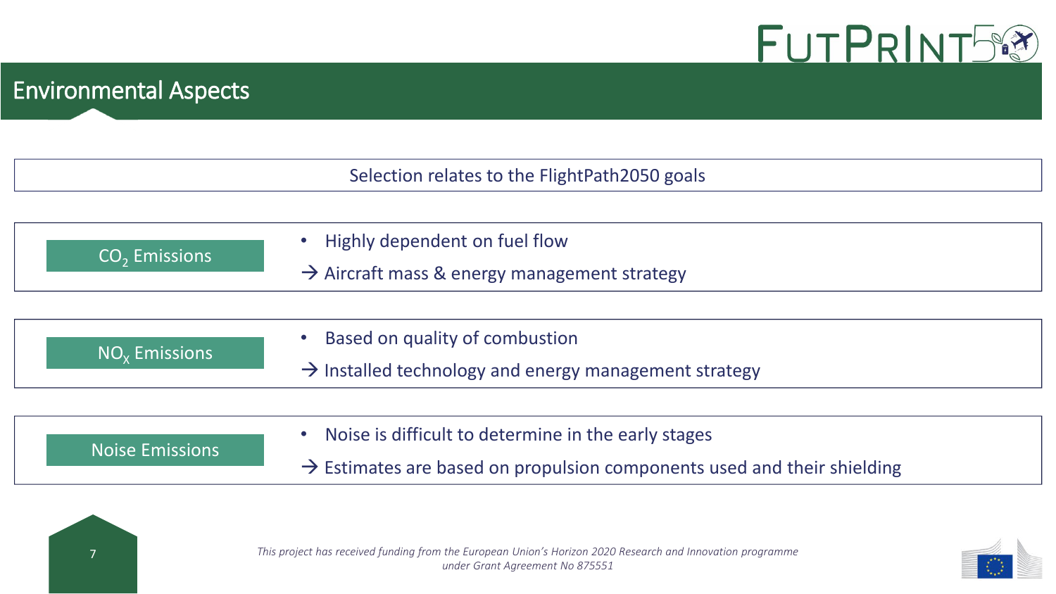# Environmental Aspects

Selection relates to the FlightPath2050 goals

## $CO_2$ Emissions

- Highly dependent on fuel flow

→ Aircraft mass & energy management strategy

## $NO_X$ Emissions

- Based on quality of combustion

→ Installed technology and energy management strategy

## Noise Emissions

- Noise is difficult to determine in the early stages

→ Estimates are based on propulsion components used and their shielding

*This project has received funding from the European Union's Horizon 2020 Research and Innovation programme under Grant Agreement No 875551*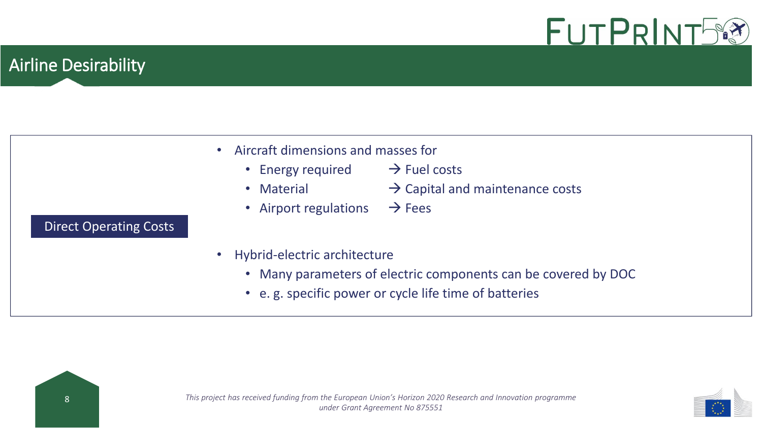# Airline Desirability

**Direct Operating Costs**

- Aircraft dimensions and masses for
  - Energy required → Fuel costs
  - Material → Capital and maintenance costs
  - Airport regulations → Fees
- Hybrid-electric architecture
  - Many parameters of electric components can be covered by DOC
  - e. g. specific power or cycle life time of batteries

*This project has received funding from the European Union's Horizon 2020 Research and Innovation programme under Grant Agreement No 875551*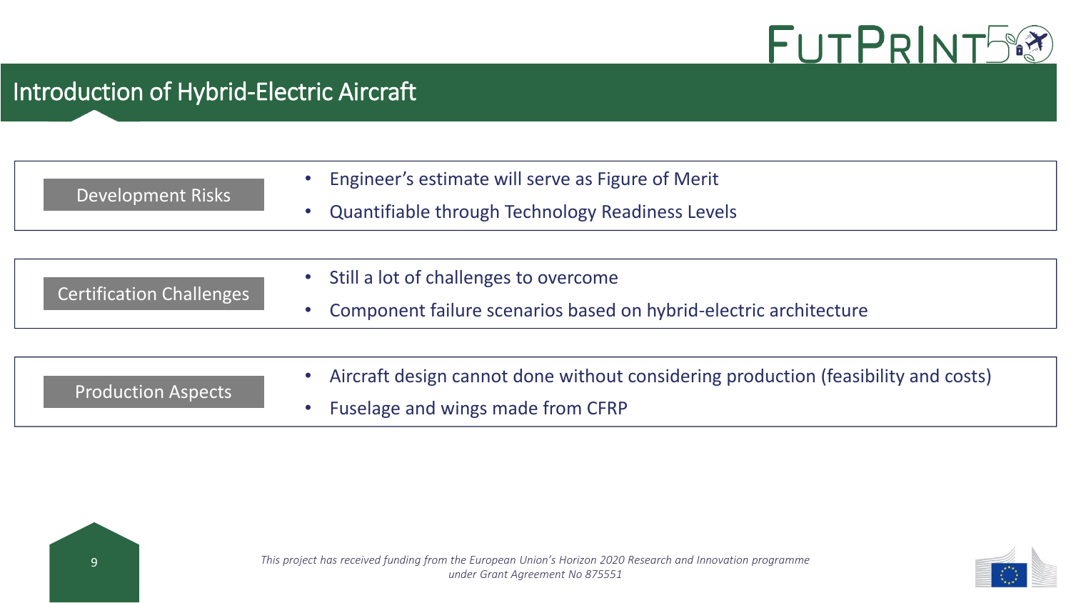# Introduction of Hybrid-Electric Aircraft

**Development Risks**

- Engineer's estimate will serve as Figure of Merit
- Quantifiable through Technology Readiness Levels

**Certification Challenges**

- Still a lot of challenges to overcome
- Component failure scenarios based on hybrid-electric architecture

**Production Aspects**

- Aircraft design cannot done without considering production (feasibility and costs)
- Fuselage and wings made from CFRP

*This project has received funding from the European Union's Horizon 2020 Research and Innovation programme under Grant Agreement No 875551*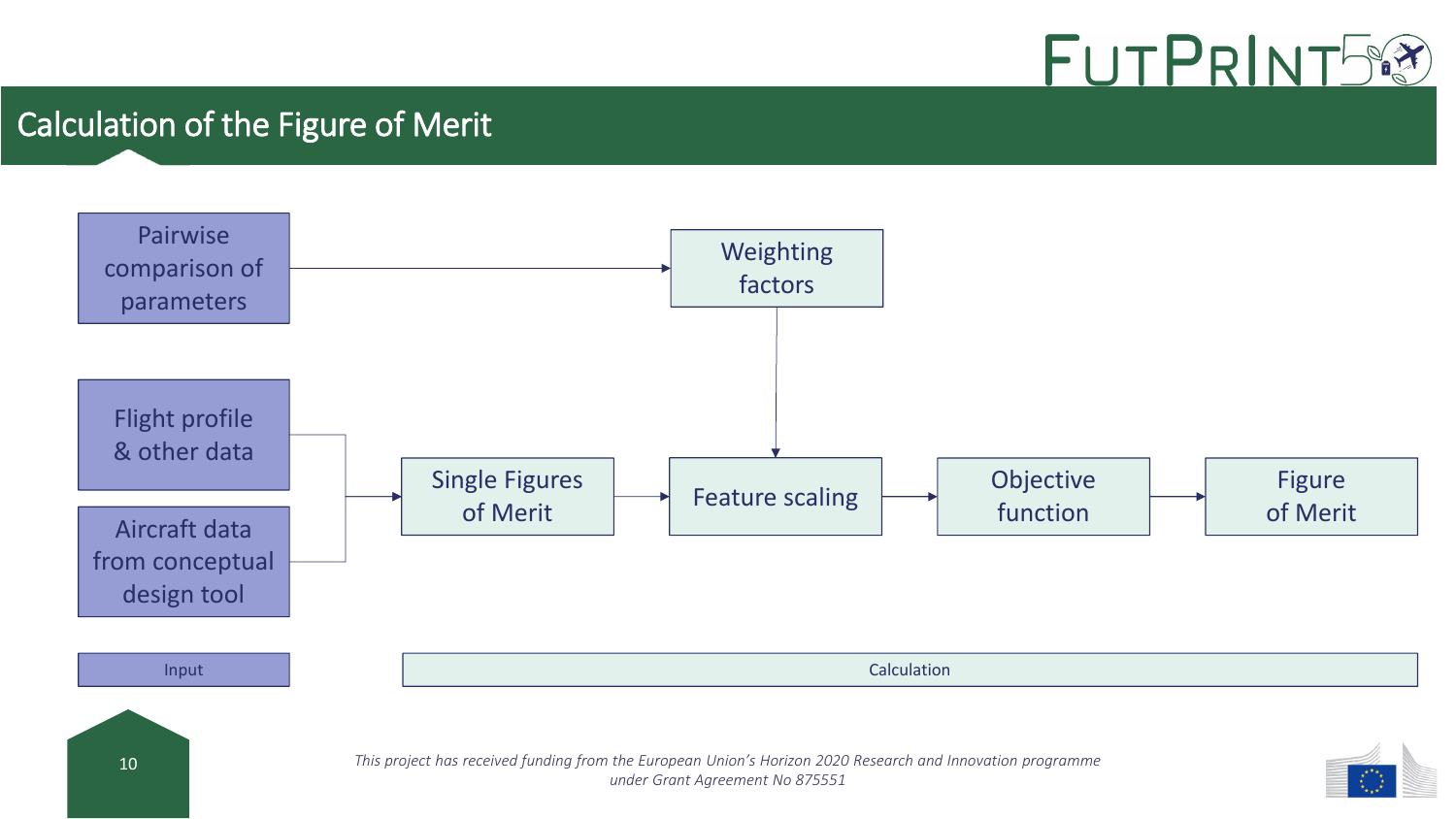# Calculation of the Figure of Merit

Pairwise comparison of parameters → Weighting factors

Flight profile & other data

Aircraft data from conceptual design tool

→ Single Figures of Merit → Feature scaling → Objective function → Figure of Merit

Weighting factors → Feature scaling

Input

Calculation

*This project has received funding from the European Union's Horizon 2020 Research and Innovation programme under Grant Agreement No 875551*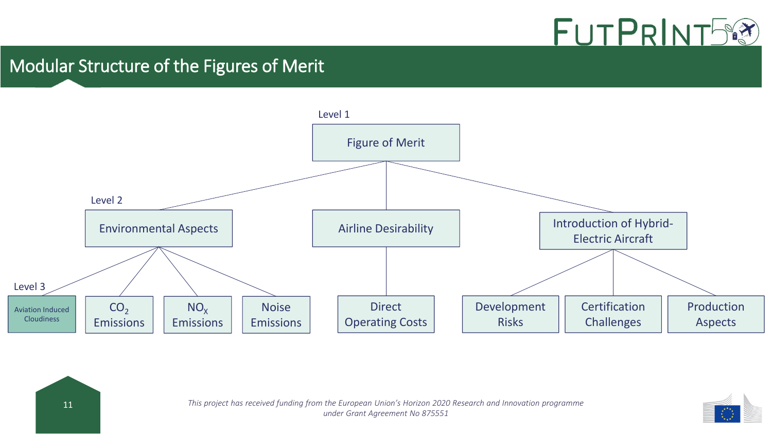# Modular Structure of the Figures of Merit

Level 1

- Figure of Merit

Level 2

- Environmental Aspects
- Airline Desirability
- Introduction of Hybrid-Electric Aircraft

Level 3

- Environmental Aspects
  - Aviation Induced Cloudiness
  - $CO_2$ Emissions
  - $NO_X$ Emissions
  - Noise Emissions
- Airline Desirability
  - Direct Operating Costs
- Introduction of Hybrid-Electric Aircraft
  - Development Risks
  - Certification Challenges
  - Production Aspects

*This project has received funding from the European Union's Horizon 2020 Research and Innovation programme under Grant Agreement No 875551*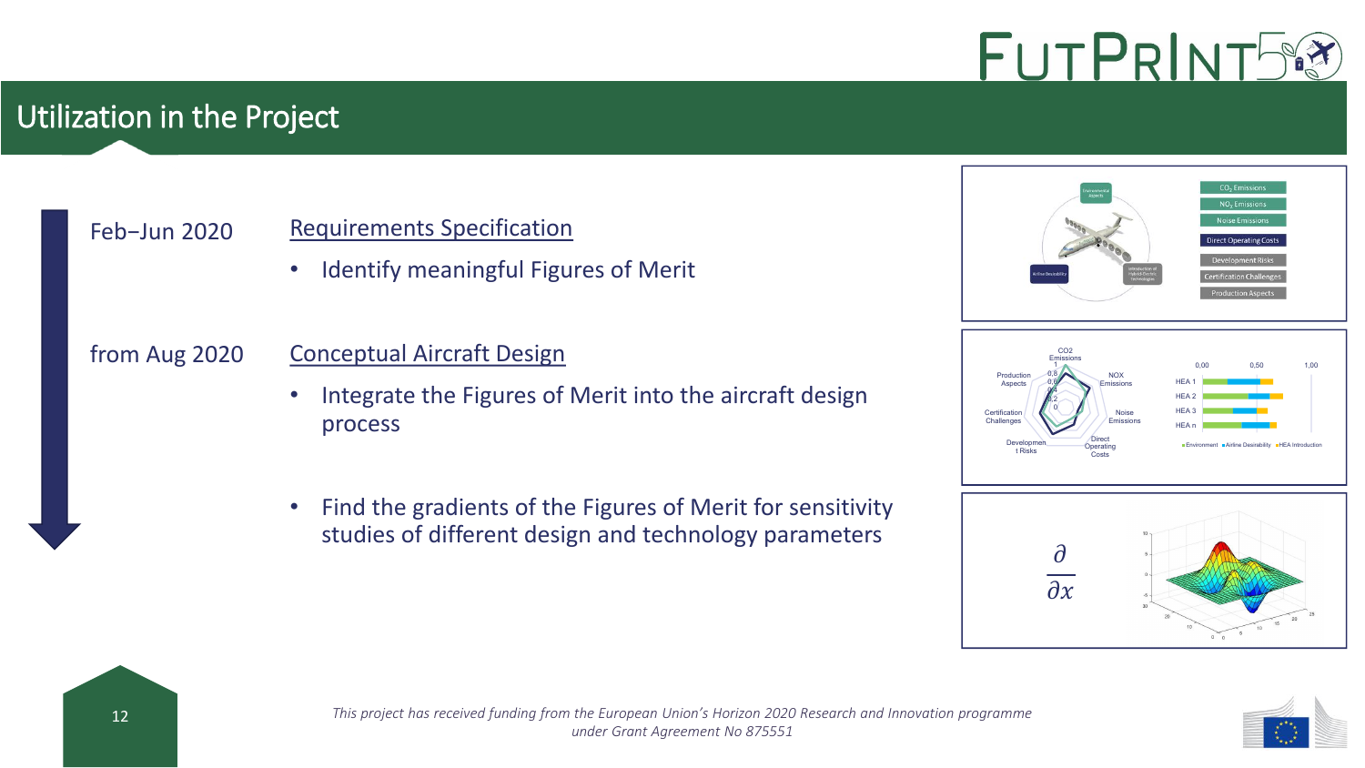## Utilization in the Project

Feb–Jun 2020

**Requirements Specification**

- Identify meaningful Figures of Merit

from Aug 2020

**Conceptual Aircraft Design**

- Integrate the Figures of Merit into the aircraft design process
- Find the gradients of the Figures of Merit for sensitivity studies of different design and technology parameters

$$\frac{\partial}{\partial x}$$

*This project has received funding from the European Union's Horizon 2020 Research and Innovation programme under Grant Agreement No 875551*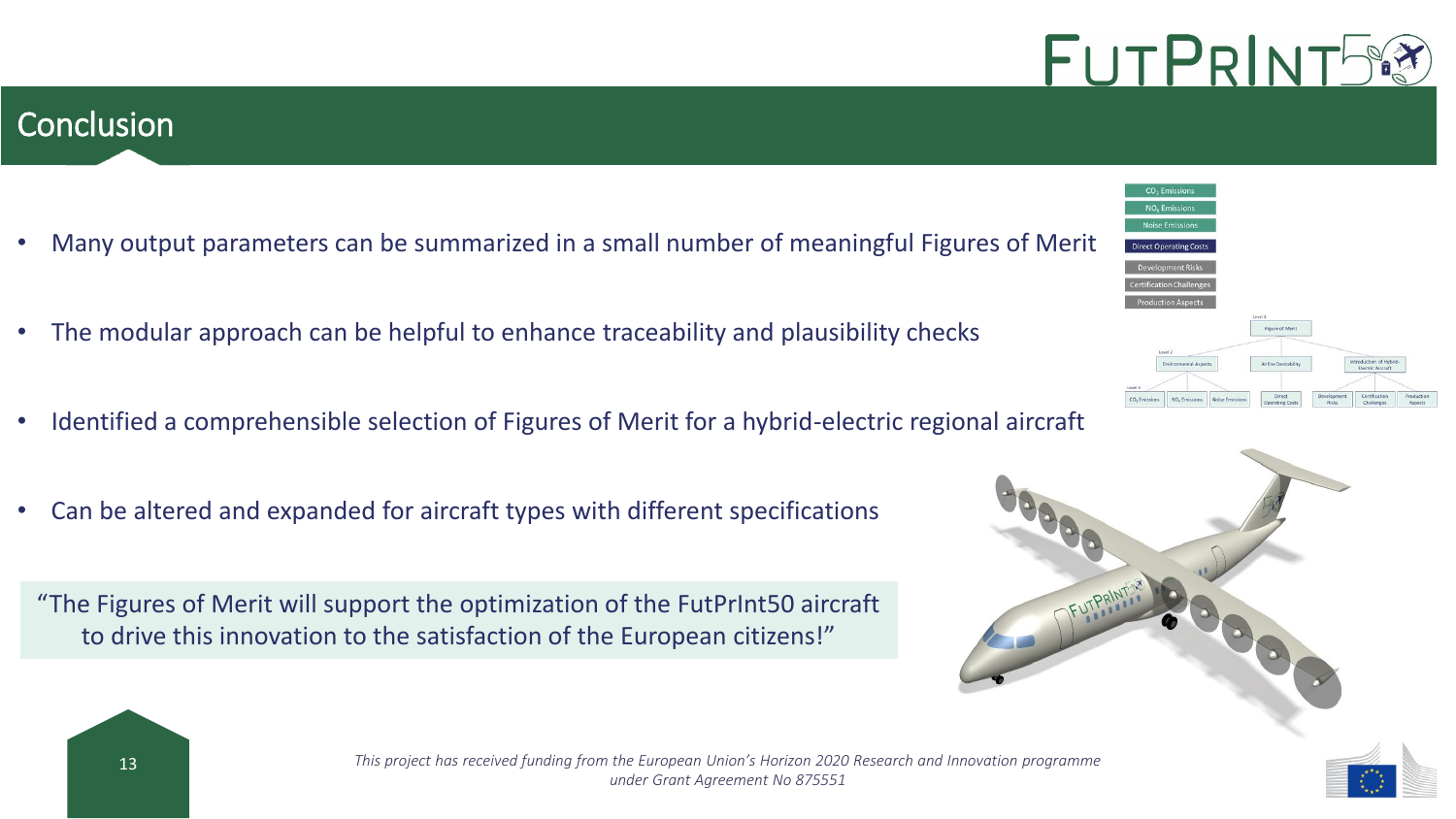## Conclusion

- Many output parameters can be summarized in a small number of meaningful Figures of Merit
- The modular approach can be helpful to enhance traceability and plausibility checks
- Identified a comprehensible selection of Figures of Merit for a hybrid-electric regional aircraft
- Can be altered and expanded for aircraft types with different specifications

"The Figures of Merit will support the optimization of the FutPrInt50 aircraft to drive this innovation to the satisfaction of the European citizens!"

*This project has received funding from the European Union's Horizon 2020 Research and Innovation programme under Grant Agreement No 875551*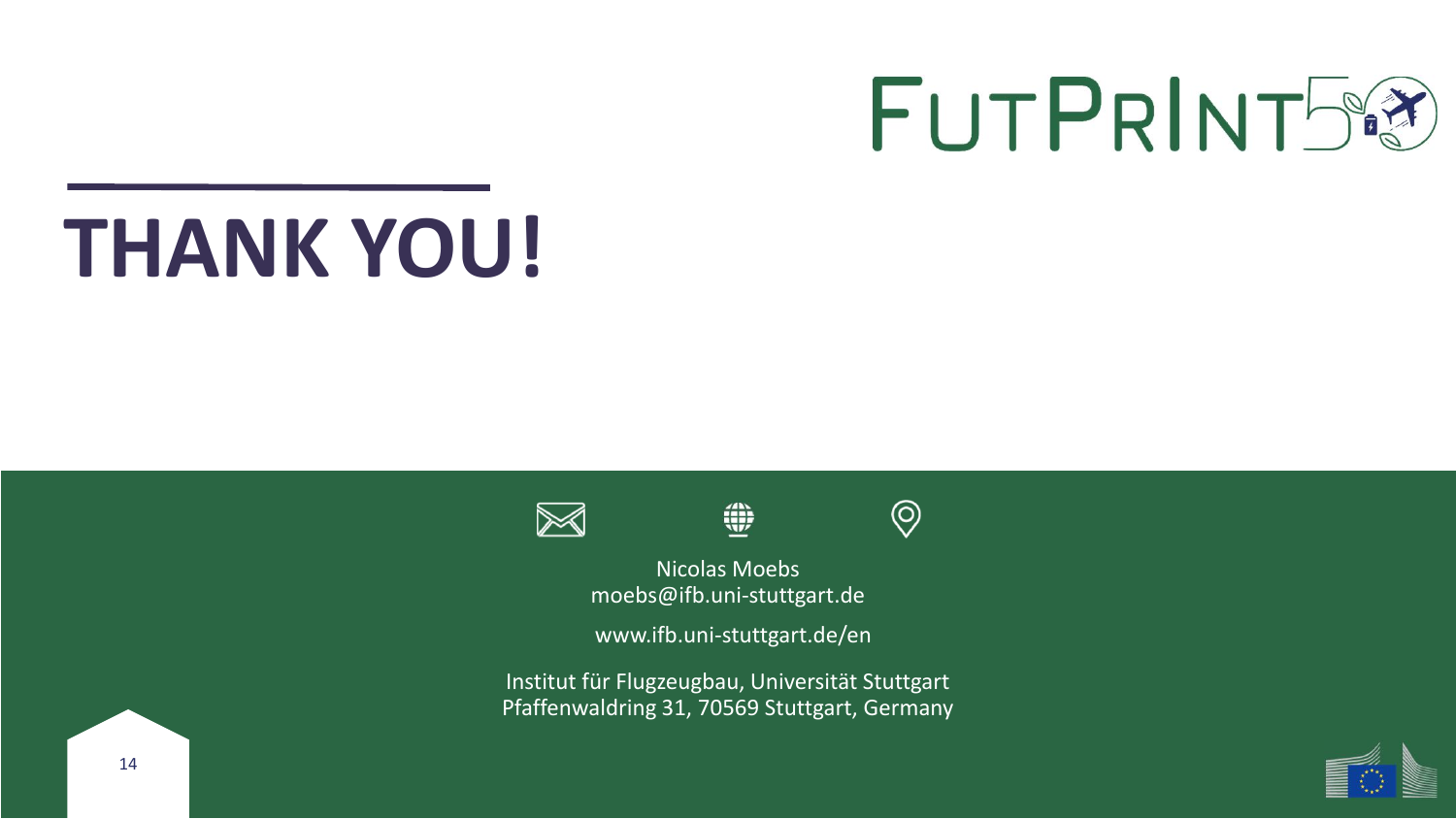FUTPRINT50

# THANK YOU!

Nicolas Moebs
moebs@ifb.uni-stuttgart.de

www.ifb.uni-stuttgart.de/en

Institut für Flugzeugbau, Universität Stuttgart
Pfaffenwaldring 31, 70569 Stuttgart, Germany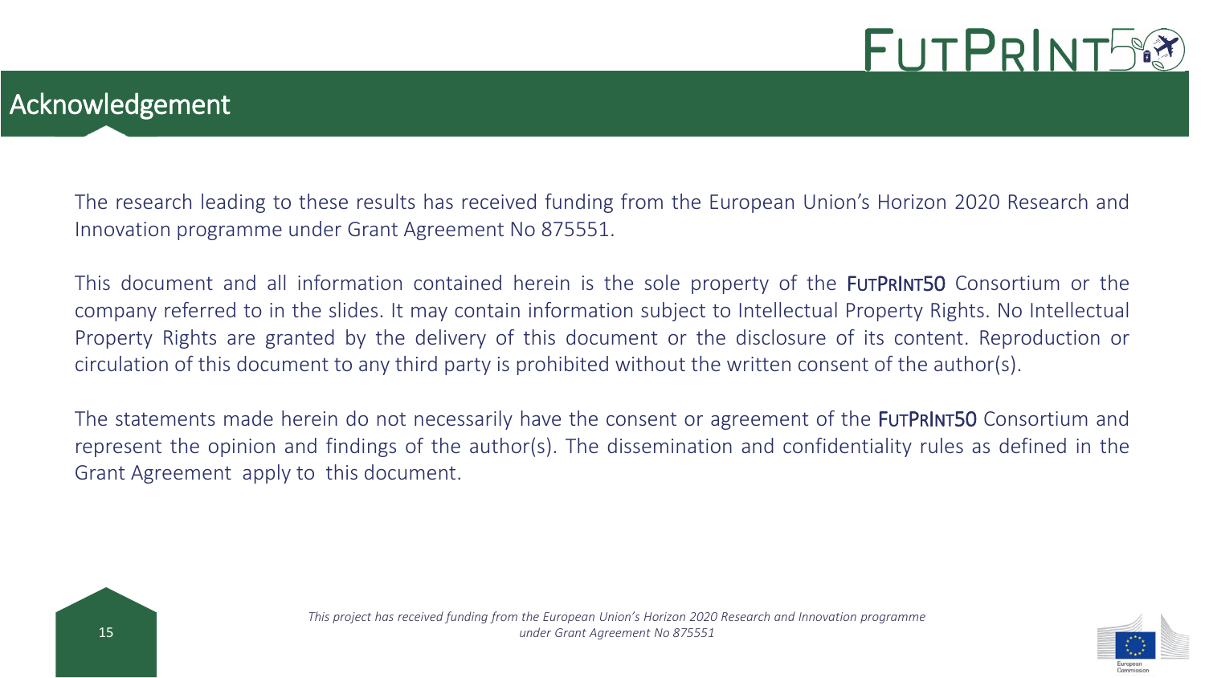# Acknowledgement

The research leading to these results has received funding from the European Union's Horizon 2020 Research and Innovation programme under Grant Agreement No 875551.

This document and all information contained herein is the sole property of the FUTPRINT50 Consortium or the company referred to in the slides. It may contain information subject to Intellectual Property Rights. No Intellectual Property Rights are granted by the delivery of this document or the disclosure of its content. Reproduction or circulation of this document to any third party is prohibited without the written consent of the author(s).

The statements made herein do not necessarily have the consent or agreement of the FUTPRINT50 Consortium and represent the opinion and findings of the author(s). The dissemination and confidentiality rules as defined in the Grant Agreement apply to this document.